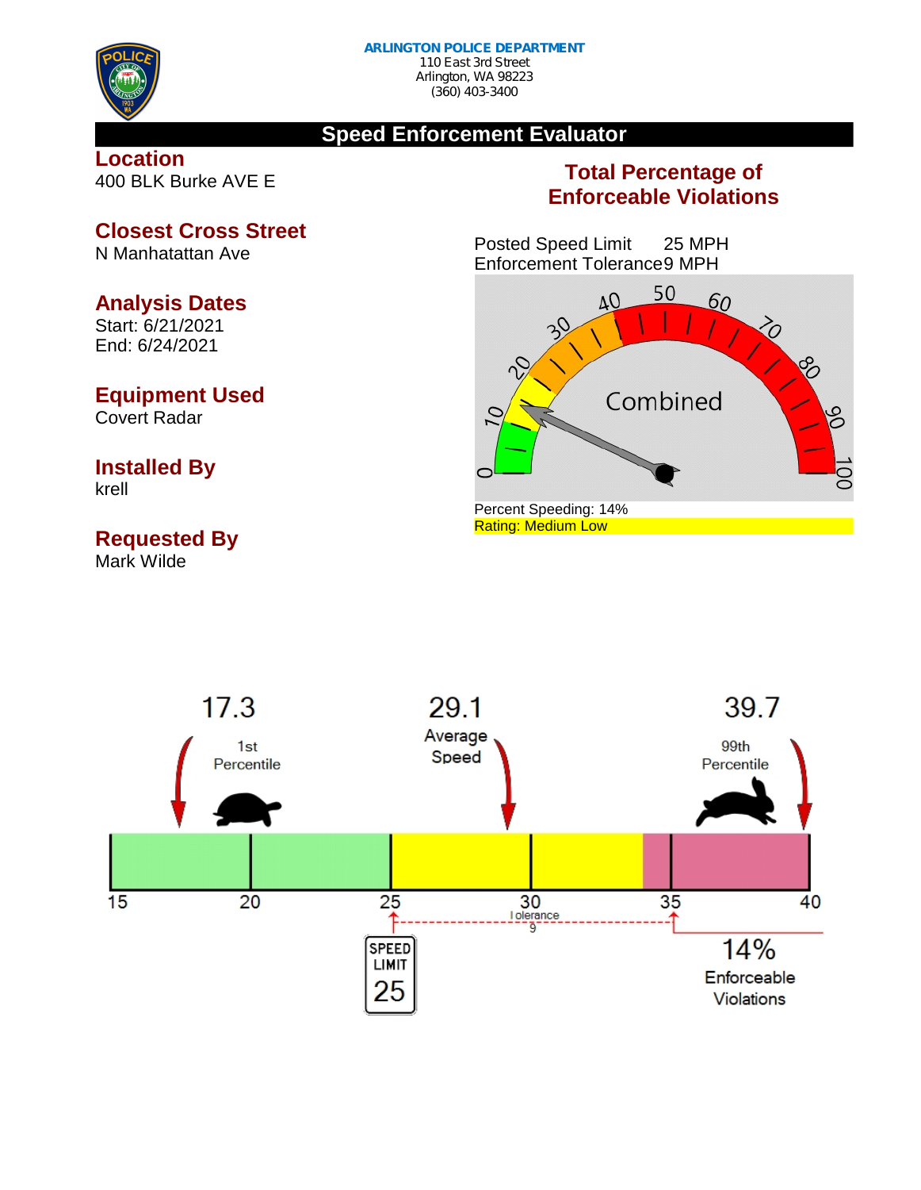**ARLINGTON POLICE DEPARTMENT**
110 East 3rd Street
Arlington, WA 98223
(360) 403-3400

# Speed Enforcement Evaluator

## Location
400 BLK Burke AVE E

## Closest Cross Street
N Manhatattan Ave

## Analysis Dates
Start: 6/21/2021
End: 6/24/2021

## Equipment Used
Covert Radar

## Installed By
krell

## Requested By
Mark Wilde

## Total Percentage of Enforceable Violations

Posted Speed Limit 25 MPH
Enforcement Tolerance 9 MPH

Combined

Percent Speeding: 14%
Rating: Medium Low

17.3 — 1st Percentile

29.1 — Average Speed

39.7 — 99th Percentile

15 20 25 30 35 40

Tolerance 9

SPEED LIMIT 25

14% Enforceable Violations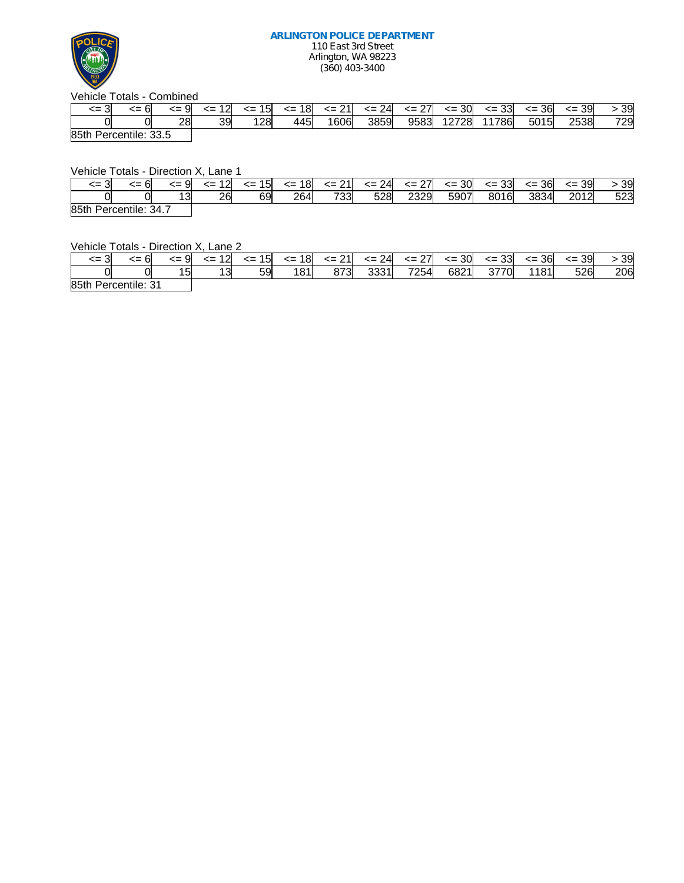**ARLINGTON POLICE DEPARTMENT**
110 East 3rd Street
Arlington, WA 98223
(360) 403-3400

Vehicle Totals - Combined

| <= 3 | <= 6 | <= 9 | <= 12 | <= 15 | <= 18 | <= 21 | <= 24 | <= 27 | <= 30 | <= 33 | <= 36 | <= 39 | > 39 |
|---|---|---|---|---|---|---|---|---|---|---|---|---|---|
| 0 | 0 | 28 | 39 | 128 | 445 | 1606 | 3859 | 9583 | 12728 | 11786 | 5015 | 2538 | 729 |

85th Percentile: 33.5

Vehicle Totals - Direction X, Lane 1

| <= 3 | <= 6 | <= 9 | <= 12 | <= 15 | <= 18 | <= 21 | <= 24 | <= 27 | <= 30 | <= 33 | <= 36 | <= 39 | > 39 |
|---|---|---|---|---|---|---|---|---|---|---|---|---|---|
| 0 | 0 | 13 | 26 | 69 | 264 | 733 | 528 | 2329 | 5907 | 8016 | 3834 | 2012 | 523 |

85th Percentile: 34.7

Vehicle Totals - Direction X, Lane 2

| <= 3 | <= 6 | <= 9 | <= 12 | <= 15 | <= 18 | <= 21 | <= 24 | <= 27 | <= 30 | <= 33 | <= 36 | <= 39 | > 39 |
|---|---|---|---|---|---|---|---|---|---|---|---|---|---|
| 0 | 0 | 15 | 13 | 59 | 181 | 873 | 3331 | 7254 | 6821 | 3770 | 1181 | 526 | 206 |

85th Percentile: 31